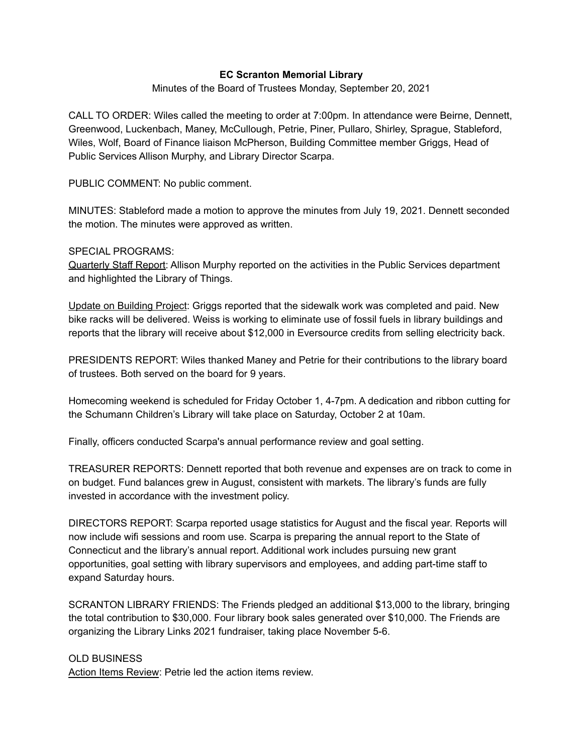**EC Scranton Memorial Library**

Minutes of the Board of Trustees Monday, September 20, 2021

CALL TO ORDER: Wiles called the meeting to order at 7:00pm. In attendance were Beirne, Dennett, Greenwood, Luckenbach, Maney, McCullough, Petrie, Piner, Pullaro, Shirley, Sprague, Stableford, Wiles, Wolf, Board of Finance liaison McPherson, Building Committee member Griggs, Head of Public Services Allison Murphy, and Library Director Scarpa.

PUBLIC COMMENT: No public comment.

MINUTES: Stableford made a motion to approve the minutes from July 19, 2021. Dennett seconded the motion. The minutes were approved as written.

SPECIAL PROGRAMS:

<u>Quarterly Staff Report</u>: Allison Murphy reported on the activities in the Public Services department and highlighted the Library of Things.

<u>Update on Building Project</u>: Griggs reported that the sidewalk work was completed and paid. New bike racks will be delivered. Weiss is working to eliminate use of fossil fuels in library buildings and reports that the library will receive about $12,000 in Eversource credits from selling electricity back.

PRESIDENTS REPORT: Wiles thanked Maney and Petrie for their contributions to the library board of trustees. Both served on the board for 9 years.

Homecoming weekend is scheduled for Friday October 1, 4-7pm. A dedication and ribbon cutting for the Schumann Children's Library will take place on Saturday, October 2 at 10am.

Finally, officers conducted Scarpa's annual performance review and goal setting.

TREASURER REPORTS: Dennett reported that both revenue and expenses are on track to come in on budget. Fund balances grew in August, consistent with markets. The library's funds are fully invested in accordance with the investment policy.

DIRECTORS REPORT: Scarpa reported usage statistics for August and the fiscal year. Reports will now include wifi sessions and room use. Scarpa is preparing the annual report to the State of Connecticut and the library's annual report. Additional work includes pursuing new grant opportunities, goal setting with library supervisors and employees, and adding part-time staff to expand Saturday hours.

SCRANTON LIBRARY FRIENDS: The Friends pledged an additional $13,000 to the library, bringing the total contribution to $30,000. Four library book sales generated over $10,000. The Friends are organizing the Library Links 2021 fundraiser, taking place November 5-6.

OLD BUSINESS

<u>Action Items Review</u>: Petrie led the action items review.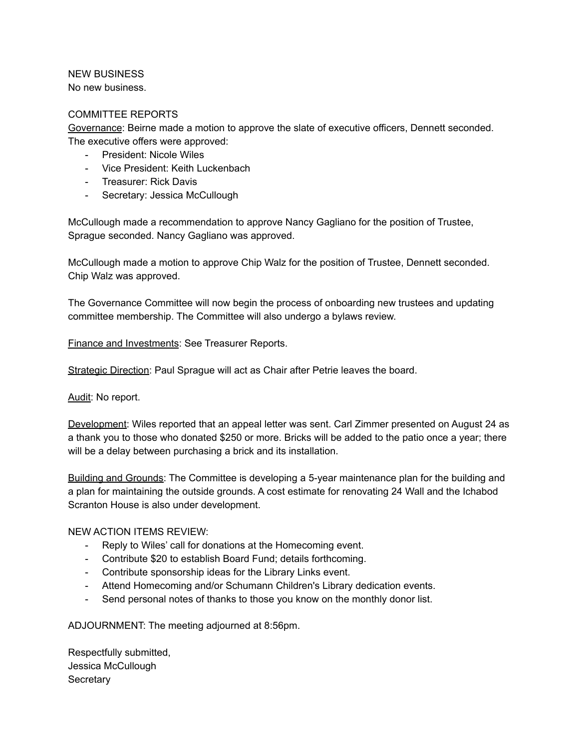NEW BUSINESS
No new business.

COMMITTEE REPORTS
Governance: Beirne made a motion to approve the slate of executive officers, Dennett seconded. The executive offers were approved:

- President: Nicole Wiles
- Vice President: Keith Luckenbach
- Treasurer: Rick Davis
- Secretary: Jessica McCullough

McCullough made a recommendation to approve Nancy Gagliano for the position of Trustee, Sprague seconded. Nancy Gagliano was approved.

McCullough made a motion to approve Chip Walz for the position of Trustee, Dennett seconded. Chip Walz was approved.

The Governance Committee will now begin the process of onboarding new trustees and updating committee membership. The Committee will also undergo a bylaws review.

Finance and Investments: See Treasurer Reports.

Strategic Direction: Paul Sprague will act as Chair after Petrie leaves the board.

Audit: No report.

Development: Wiles reported that an appeal letter was sent. Carl Zimmer presented on August 24 as a thank you to those who donated $250 or more. Bricks will be added to the patio once a year; there will be a delay between purchasing a brick and its installation.

Building and Grounds: The Committee is developing a 5-year maintenance plan for the building and a plan for maintaining the outside grounds. A cost estimate for renovating 24 Wall and the Ichabod Scranton House is also under development.

NEW ACTION ITEMS REVIEW:

- Reply to Wiles' call for donations at the Homecoming event.
- Contribute $20 to establish Board Fund; details forthcoming.
- Contribute sponsorship ideas for the Library Links event.
- Attend Homecoming and/or Schumann Children's Library dedication events.
- Send personal notes of thanks to those you know on the monthly donor list.

ADJOURNMENT: The meeting adjourned at 8:56pm.

Respectfully submitted,
Jessica McCullough
Secretary